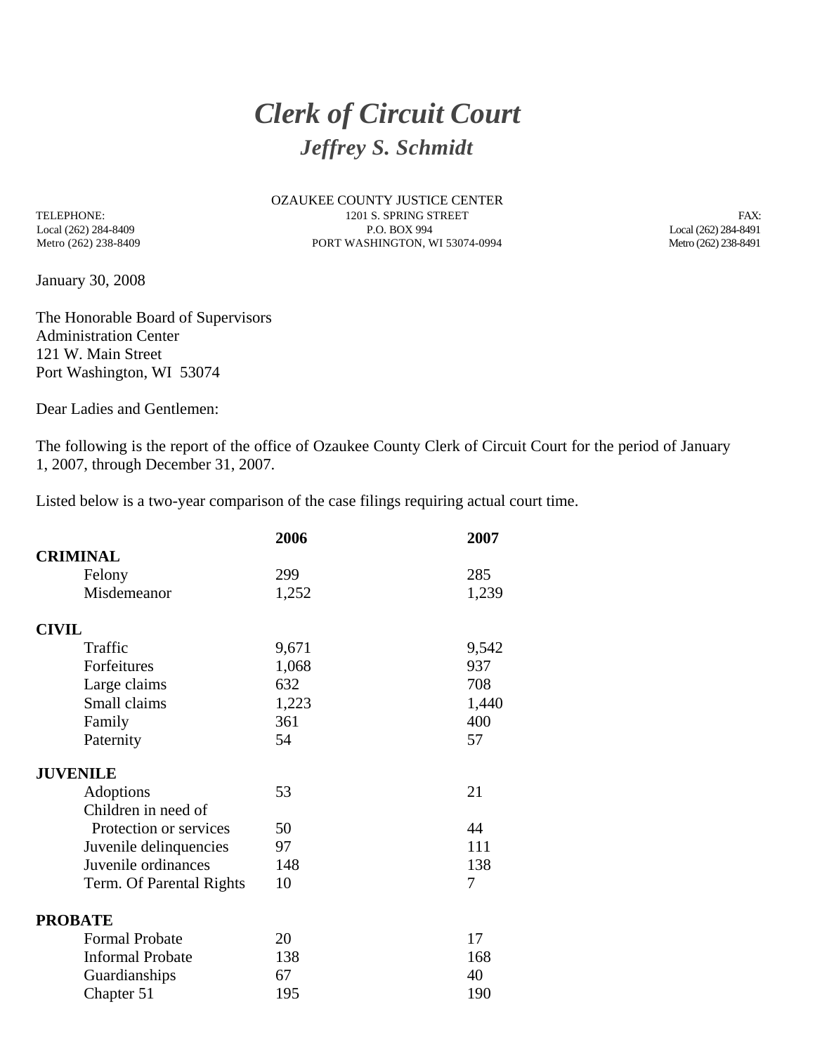# *Clerk of Circuit Court*

## *Jeffrey S. Schmidt*

OZAUKEE COUNTY JUSTICE CENTER
1201 S. SPRING STREET
P.O. BOX 994
PORT WASHINGTON, WI 53074-0994

TELEPHONE:
Local (262) 284-8409
Metro (262) 238-8409

FAX:
Local (262) 284-8491
Metro (262) 238-8491

January 30, 2008

The Honorable Board of Supervisors
Administration Center
121 W. Main Street
Port Washington, WI 53074

Dear Ladies and Gentlemen:

The following is the report of the office of Ozaukee County Clerk of Circuit Court for the period of January 1, 2007, through December 31, 2007.

Listed below is a two-year comparison of the case filings requiring actual court time.

| | 2006 | 2007 |
|---|---|---|
| **CRIMINAL** | | |
| Felony | 299 | 285 |
| Misdemeanor | 1,252 | 1,239 |
| **CIVIL** | | |
| Traffic | 9,671 | 9,542 |
| Forfeitures | 1,068 | 937 |
| Large claims | 632 | 708 |
| Small claims | 1,223 | 1,440 |
| Family | 361 | 400 |
| Paternity | 54 | 57 |
| **JUVENILE** | | |
| Adoptions | 53 | 21 |
| Children in need of Protection or services | 50 | 44 |
| Juvenile delinquencies | 97 | 111 |
| Juvenile ordinances | 148 | 138 |
| Term. Of Parental Rights | 10 | 7 |
| **PROBATE** | | |
| Formal Probate | 20 | 17 |
| Informal Probate | 138 | 168 |
| Guardianships | 67 | 40 |
| Chapter 51 | 195 | 190 |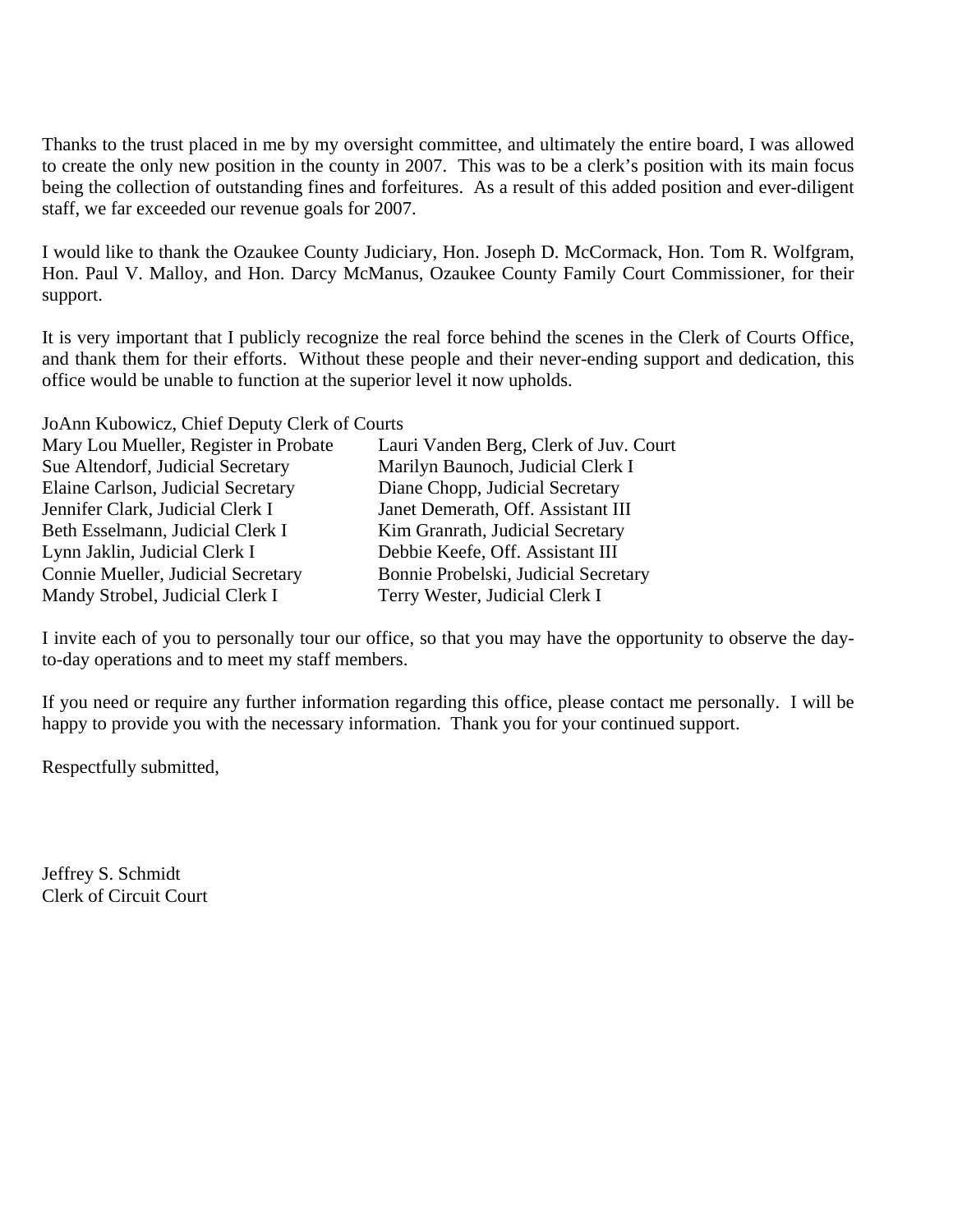Thanks to the trust placed in me by my oversight committee, and ultimately the entire board, I was allowed to create the only new position in the county in 2007. This was to be a clerk's position with its main focus being the collection of outstanding fines and forfeitures. As a result of this added position and ever-diligent staff, we far exceeded our revenue goals for 2007.

I would like to thank the Ozaukee County Judiciary, Hon. Joseph D. McCormack, Hon. Tom R. Wolfgram, Hon. Paul V. Malloy, and Hon. Darcy McManus, Ozaukee County Family Court Commissioner, for their support.

It is very important that I publicly recognize the real force behind the scenes in the Clerk of Courts Office, and thank them for their efforts. Without these people and their never-ending support and dedication, this office would be unable to function at the superior level it now upholds.

JoAnn Kubowicz, Chief Deputy Clerk of Courts

| | |
|---|---|
| Mary Lou Mueller, Register in Probate | Lauri Vanden Berg, Clerk of Juv. Court |
| Sue Altendorf, Judicial Secretary | Marilyn Baunoch, Judicial Clerk I |
| Elaine Carlson, Judicial Secretary | Diane Chopp, Judicial Secretary |
| Jennifer Clark, Judicial Clerk I | Janet Demerath, Off. Assistant III |
| Beth Esselmann, Judicial Clerk I | Kim Granrath, Judicial Secretary |
| Lynn Jaklin, Judicial Clerk I | Debbie Keefe, Off. Assistant III |
| Connie Mueller, Judicial Secretary | Bonnie Probelski, Judicial Secretary |
| Mandy Strobel, Judicial Clerk I | Terry Wester, Judicial Clerk I |

I invite each of you to personally tour our office, so that you may have the opportunity to observe the day-to-day operations and to meet my staff members.

If you need or require any further information regarding this office, please contact me personally. I will be happy to provide you with the necessary information. Thank you for your continued support.

Respectfully submitted,

Jeffrey S. Schmidt
Clerk of Circuit Court